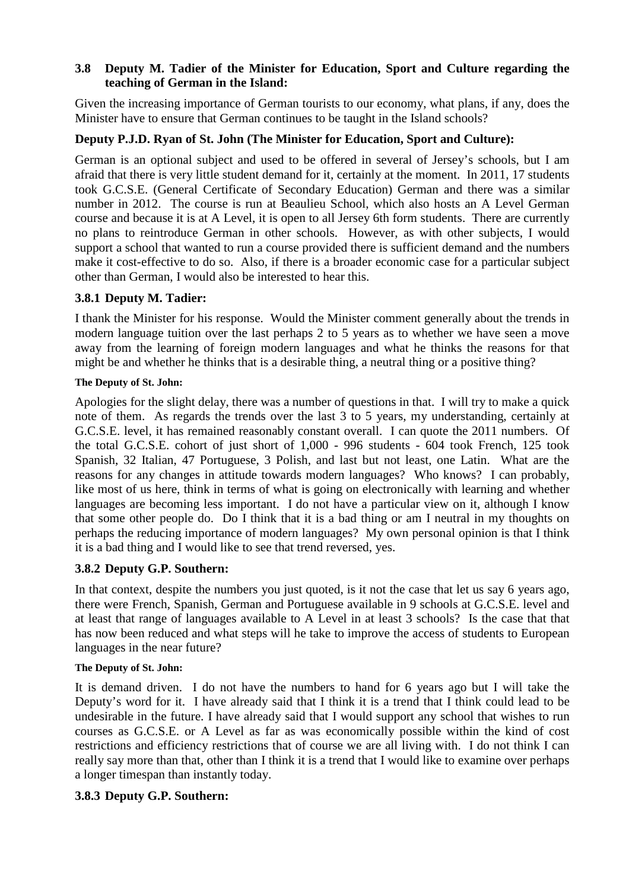### 3.8 Deputy M. Tadier of the Minister for Education, Sport and Culture regarding the teaching of German in the Island:

Given the increasing importance of German tourists to our economy, what plans, if any, does the Minister have to ensure that German continues to be taught in the Island schools?

**Deputy P.J.D. Ryan of St. John (The Minister for Education, Sport and Culture):**

German is an optional subject and used to be offered in several of Jersey's schools, but I am afraid that there is very little student demand for it, certainly at the moment. In 2011, 17 students took G.C.S.E. (General Certificate of Secondary Education) German and there was a similar number in 2012. The course is run at Beaulieu School, which also hosts an A Level German course and because it is at A Level, it is open to all Jersey 6th form students. There are currently no plans to reintroduce German in other schools. However, as with other subjects, I would support a school that wanted to run a course provided there is sufficient demand and the numbers make it cost-effective to do so. Also, if there is a broader economic case for a particular subject other than German, I would also be interested to hear this.

### 3.8.1 Deputy M. Tadier:

I thank the Minister for his response. Would the Minister comment generally about the trends in modern language tuition over the last perhaps 2 to 5 years as to whether we have seen a move away from the learning of foreign modern languages and what he thinks the reasons for that might be and whether he thinks that is a desirable thing, a neutral thing or a positive thing?

**The Deputy of St. John:**

Apologies for the slight delay, there was a number of questions in that. I will try to make a quick note of them. As regards the trends over the last 3 to 5 years, my understanding, certainly at G.C.S.E. level, it has remained reasonably constant overall. I can quote the 2011 numbers. Of the total G.C.S.E. cohort of just short of 1,000 - 996 students - 604 took French, 125 took Spanish, 32 Italian, 47 Portuguese, 3 Polish, and last but not least, one Latin. What are the reasons for any changes in attitude towards modern languages? Who knows? I can probably, like most of us here, think in terms of what is going on electronically with learning and whether languages are becoming less important. I do not have a particular view on it, although I know that some other people do. Do I think that it is a bad thing or am I neutral in my thoughts on perhaps the reducing importance of modern languages? My own personal opinion is that I think it is a bad thing and I would like to see that trend reversed, yes.

### 3.8.2 Deputy G.P. Southern:

In that context, despite the numbers you just quoted, is it not the case that let us say 6 years ago, there were French, Spanish, German and Portuguese available in 9 schools at G.C.S.E. level and at least that range of languages available to A Level in at least 3 schools? Is the case that that has now been reduced and what steps will he take to improve the access of students to European languages in the near future?

**The Deputy of St. John:**

It is demand driven. I do not have the numbers to hand for 6 years ago but I will take the Deputy's word for it. I have already said that I think it is a trend that I think could lead to be undesirable in the future. I have already said that I would support any school that wishes to run courses as G.C.S.E. or A Level as far as was economically possible within the kind of cost restrictions and efficiency restrictions that of course we are all living with. I do not think I can really say more than that, other than I think it is a trend that I would like to examine over perhaps a longer timespan than instantly today.

### 3.8.3 Deputy G.P. Southern: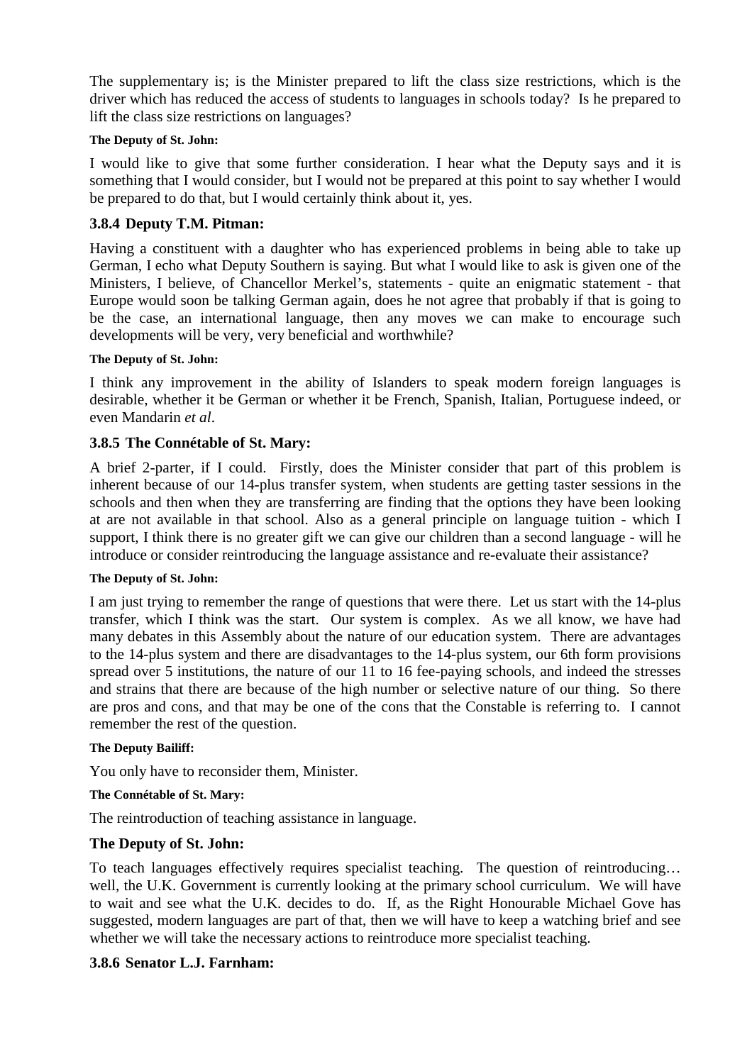The supplementary is; is the Minister prepared to lift the class size restrictions, which is the driver which has reduced the access of students to languages in schools today? Is he prepared to lift the class size restrictions on languages?

**The Deputy of St. John:**

I would like to give that some further consideration. I hear what the Deputy says and it is something that I would consider, but I would not be prepared at this point to say whether I would be prepared to do that, but I would certainly think about it, yes.

### 3.8.4 Deputy T.M. Pitman:

Having a constituent with a daughter who has experienced problems in being able to take up German, I echo what Deputy Southern is saying. But what I would like to ask is given one of the Ministers, I believe, of Chancellor Merkel's, statements - quite an enigmatic statement - that Europe would soon be talking German again, does he not agree that probably if that is going to be the case, an international language, then any moves we can make to encourage such developments will be very, very beneficial and worthwhile?

**The Deputy of St. John:**

I think any improvement in the ability of Islanders to speak modern foreign languages is desirable, whether it be German or whether it be French, Spanish, Italian, Portuguese indeed, or even Mandarin *et al*.

### 3.8.5 The Connétable of St. Mary:

A brief 2-parter, if I could. Firstly, does the Minister consider that part of this problem is inherent because of our 14-plus transfer system, when students are getting taster sessions in the schools and then when they are transferring are finding that the options they have been looking at are not available in that school. Also as a general principle on language tuition - which I support, I think there is no greater gift we can give our children than a second language - will he introduce or consider reintroducing the language assistance and re-evaluate their assistance?

**The Deputy of St. John:**

I am just trying to remember the range of questions that were there. Let us start with the 14-plus transfer, which I think was the start. Our system is complex. As we all know, we have had many debates in this Assembly about the nature of our education system. There are advantages to the 14-plus system and there are disadvantages to the 14-plus system, our 6th form provisions spread over 5 institutions, the nature of our 11 to 16 fee-paying schools, and indeed the stresses and strains that there are because of the high number or selective nature of our thing. So there are pros and cons, and that may be one of the cons that the Constable is referring to. I cannot remember the rest of the question.

**The Deputy Bailiff:**

You only have to reconsider them, Minister.

**The Connétable of St. Mary:**

The reintroduction of teaching assistance in language.

### The Deputy of St. John:

To teach languages effectively requires specialist teaching. The question of reintroducing… well, the U.K. Government is currently looking at the primary school curriculum. We will have to wait and see what the U.K. decides to do. If, as the Right Honourable Michael Gove has suggested, modern languages are part of that, then we will have to keep a watching brief and see whether we will take the necessary actions to reintroduce more specialist teaching.

### 3.8.6 Senator L.J. Farnham: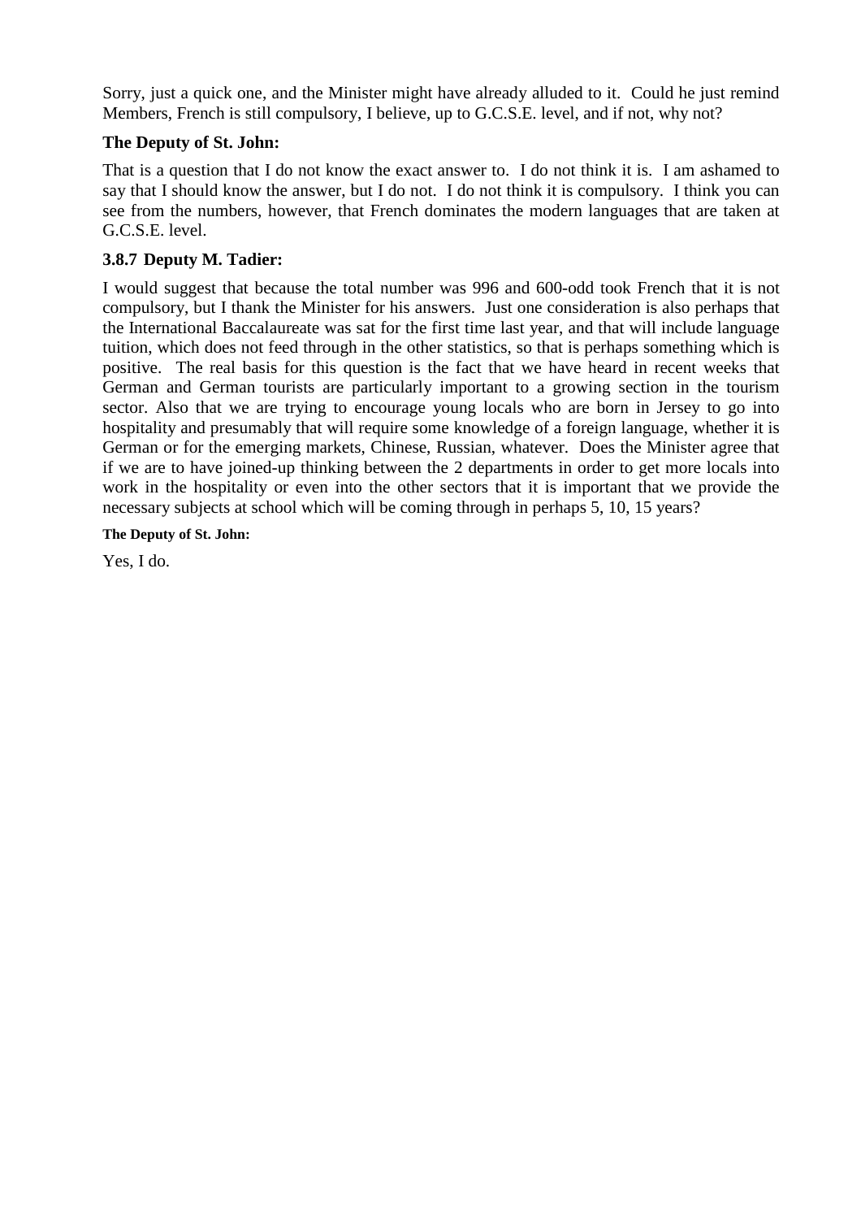Sorry, just a quick one, and the Minister might have already alluded to it. Could he just remind Members, French is still compulsory, I believe, up to G.C.S.E. level, and if not, why not?

**The Deputy of St. John:**

That is a question that I do not know the exact answer to. I do not think it is. I am ashamed to say that I should know the answer, but I do not. I do not think it is compulsory. I think you can see from the numbers, however, that French dominates the modern languages that are taken at G.C.S.E. level.

**3.8.7 Deputy M. Tadier:**

I would suggest that because the total number was 996 and 600-odd took French that it is not compulsory, but I thank the Minister for his answers. Just one consideration is also perhaps that the International Baccalaureate was sat for the first time last year, and that will include language tuition, which does not feed through in the other statistics, so that is perhaps something which is positive. The real basis for this question is the fact that we have heard in recent weeks that German and German tourists are particularly important to a growing section in the tourism sector. Also that we are trying to encourage young locals who are born in Jersey to go into hospitality and presumably that will require some knowledge of a foreign language, whether it is German or for the emerging markets, Chinese, Russian, whatever. Does the Minister agree that if we are to have joined-up thinking between the 2 departments in order to get more locals into work in the hospitality or even into the other sectors that it is important that we provide the necessary subjects at school which will be coming through in perhaps 5, 10, 15 years?

**The Deputy of St. John:**

Yes, I do.